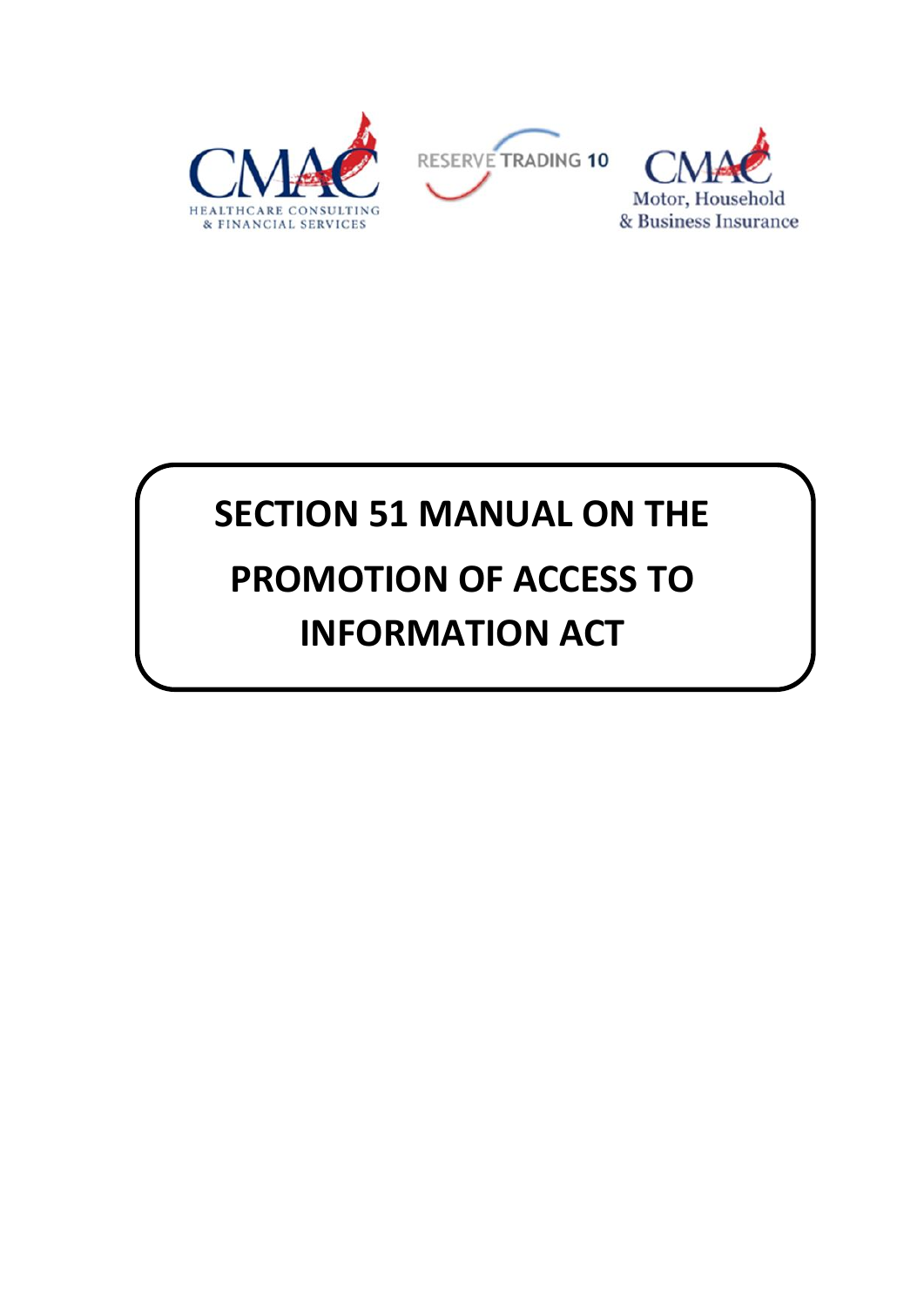CMAC HEALTHCARE CONSULTING & FINANCIAL SERVICES

RESERVE TRADING 10

CMAC Motor, Household & Business Insurance

# SECTION 51 MANUAL ON THE PROMOTION OF ACCESS TO INFORMATION ACT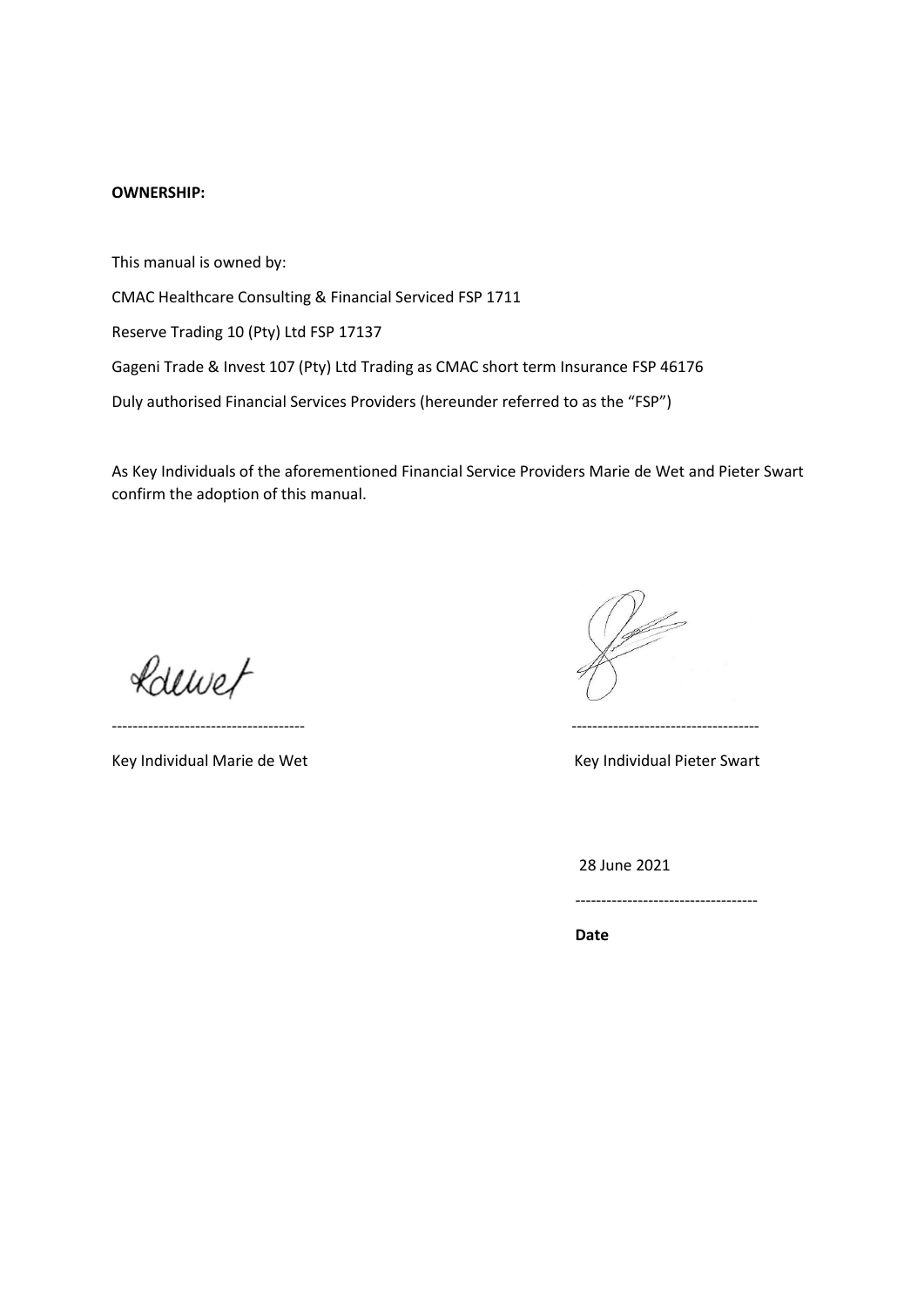**OWNERSHIP:**

This manual is owned by:

CMAC Healthcare Consulting & Financial Serviced FSP 1711

Reserve Trading 10 (Pty) Ltd FSP 17137

Gageni Trade & Invest 107 (Pty) Ltd Trading as CMAC short term Insurance FSP 46176

Duly authorised Financial Services Providers (hereunder referred to as the "FSP")

As Key Individuals of the aforementioned Financial Service Providers Marie de Wet and Pieter Swart confirm the adoption of this manual.

-------------------------------------

Key Individual Marie de Wet

------------------------------------

Key Individual Pieter Swart

28 June 2021

-----------------------------------

**Date**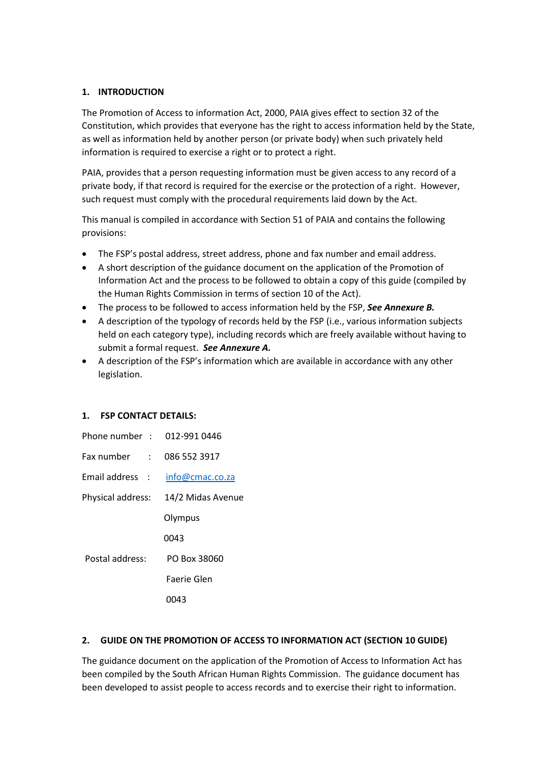## 1. INTRODUCTION

The Promotion of Access to information Act, 2000, PAIA gives effect to section 32 of the Constitution, which provides that everyone has the right to access information held by the State, as well as information held by another person (or private body) when such privately held information is required to exercise a right or to protect a right.

PAIA, provides that a person requesting information must be given access to any record of a private body, if that record is required for the exercise or the protection of a right. However, such request must comply with the procedural requirements laid down by the Act.

This manual is compiled in accordance with Section 51 of PAIA and contains the following provisions:

- The FSP's postal address, street address, phone and fax number and email address.
- A short description of the guidance document on the application of the Promotion of Information Act and the process to be followed to obtain a copy of this guide (compiled by the Human Rights Commission in terms of section 10 of the Act).
- The process to be followed to access information held by the FSP, ***See Annexure B.***
- A description of the typology of records held by the FSP (i.e., various information subjects held on each category type), including records which are freely available without having to submit a formal request. ***See Annexure A.***
- A description of the FSP's information which are available in accordance with any other legislation.

## 1. FSP CONTACT DETAILS:

Phone number : 012-991 0446

Fax number : 086 552 3917

Email address : info@cmac.co.za

Physical address: 14/2 Midas Avenue
Olympus
0043

Postal address: PO Box 38060
Faerie Glen
0043

## 2. GUIDE ON THE PROMOTION OF ACCESS TO INFORMATION ACT (SECTION 10 GUIDE)

The guidance document on the application of the Promotion of Access to Information Act has been compiled by the South African Human Rights Commission. The guidance document has been developed to assist people to access records and to exercise their right to information.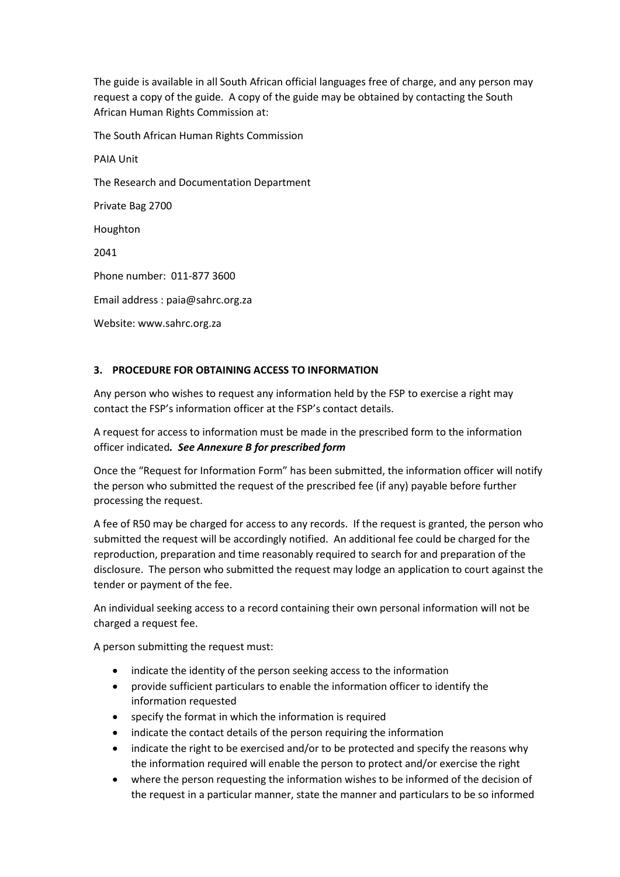The guide is available in all South African official languages free of charge, and any person may request a copy of the guide. A copy of the guide may be obtained by contacting the South African Human Rights Commission at:

The South African Human Rights Commission

PAIA Unit

The Research and Documentation Department

Private Bag 2700

Houghton

2041

Phone number: 011-877 3600

Email address : paia@sahrc.org.za

Website: www.sahrc.org.za

### 3. PROCEDURE FOR OBTAINING ACCESS TO INFORMATION

Any person who wishes to request any information held by the FSP to exercise a right may contact the FSP's information officer at the FSP's contact details.

A request for access to information must be made in the prescribed form to the information officer indicated***. See Annexure B for prescribed form***

Once the "Request for Information Form" has been submitted, the information officer will notify the person who submitted the request of the prescribed fee (if any) payable before further processing the request.

A fee of R50 may be charged for access to any records. If the request is granted, the person who submitted the request will be accordingly notified. An additional fee could be charged for the reproduction, preparation and time reasonably required to search for and preparation of the disclosure. The person who submitted the request may lodge an application to court against the tender or payment of the fee.

An individual seeking access to a record containing their own personal information will not be charged a request fee.

A person submitting the request must:

- indicate the identity of the person seeking access to the information
- provide sufficient particulars to enable the information officer to identify the information requested
- specify the format in which the information is required
- indicate the contact details of the person requiring the information
- indicate the right to be exercised and/or to be protected and specify the reasons why the information required will enable the person to protect and/or exercise the right
- where the person requesting the information wishes to be informed of the decision of the request in a particular manner, state the manner and particulars to be so informed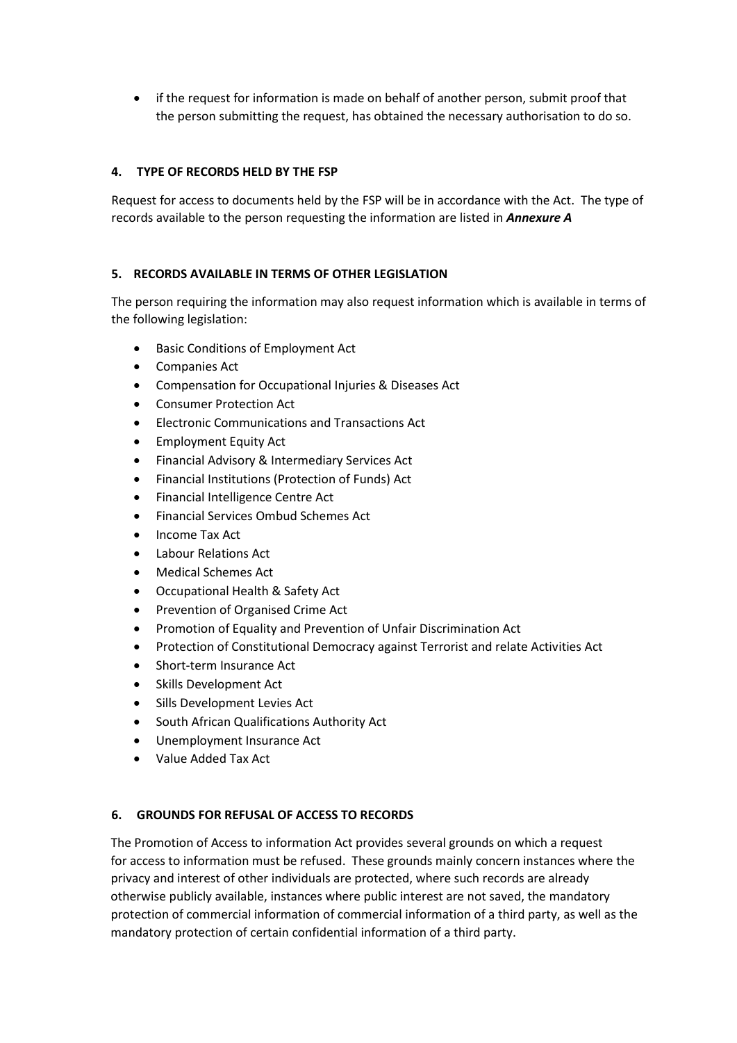- if the request for information is made on behalf of another person, submit proof that the person submitting the request, has obtained the necessary authorisation to do so.

## 4. TYPE OF RECORDS HELD BY THE FSP

Request for access to documents held by the FSP will be in accordance with the Act. The type of records available to the person requesting the information are listed in ***Annexure A***

## 5. RECORDS AVAILABLE IN TERMS OF OTHER LEGISLATION

The person requiring the information may also request information which is available in terms of the following legislation:

- Basic Conditions of Employment Act
- Companies Act
- Compensation for Occupational Injuries & Diseases Act
- Consumer Protection Act
- Electronic Communications and Transactions Act
- Employment Equity Act
- Financial Advisory & Intermediary Services Act
- Financial Institutions (Protection of Funds) Act
- Financial Intelligence Centre Act
- Financial Services Ombud Schemes Act
- Income Tax Act
- Labour Relations Act
- Medical Schemes Act
- Occupational Health & Safety Act
- Prevention of Organised Crime Act
- Promotion of Equality and Prevention of Unfair Discrimination Act
- Protection of Constitutional Democracy against Terrorist and relate Activities Act
- Short-term Insurance Act
- Skills Development Act
- Sills Development Levies Act
- South African Qualifications Authority Act
- Unemployment Insurance Act
- Value Added Tax Act

## 6. GROUNDS FOR REFUSAL OF ACCESS TO RECORDS

The Promotion of Access to information Act provides several grounds on which a request for access to information must be refused. These grounds mainly concern instances where the privacy and interest of other individuals are protected, where such records are already otherwise publicly available, instances where public interest are not saved, the mandatory protection of commercial information of commercial information of a third party, as well as the mandatory protection of certain confidential information of a third party.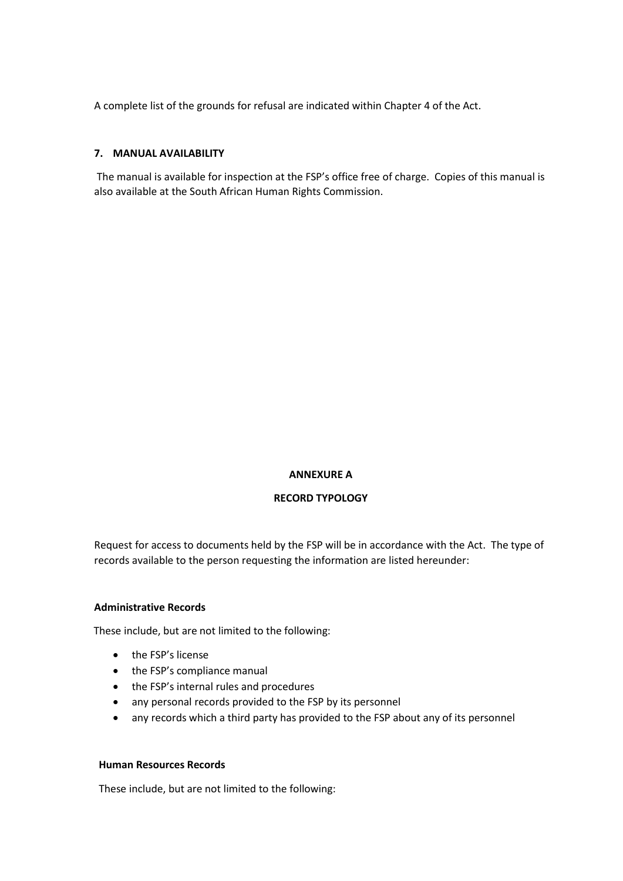A complete list of the grounds for refusal are indicated within Chapter 4 of the Act.

## 7. MANUAL AVAILABILITY

The manual is available for inspection at the FSP's office free of charge. Copies of this manual is also available at the South African Human Rights Commission.

## ANNEXURE A

## RECORD TYPOLOGY

Request for access to documents held by the FSP will be in accordance with the Act. The type of records available to the person requesting the information are listed hereunder:

**Administrative Records**

These include, but are not limited to the following:

- the FSP's license
- the FSP's compliance manual
- the FSP's internal rules and procedures
- any personal records provided to the FSP by its personnel
- any records which a third party has provided to the FSP about any of its personnel

**Human Resources Records**

These include, but are not limited to the following: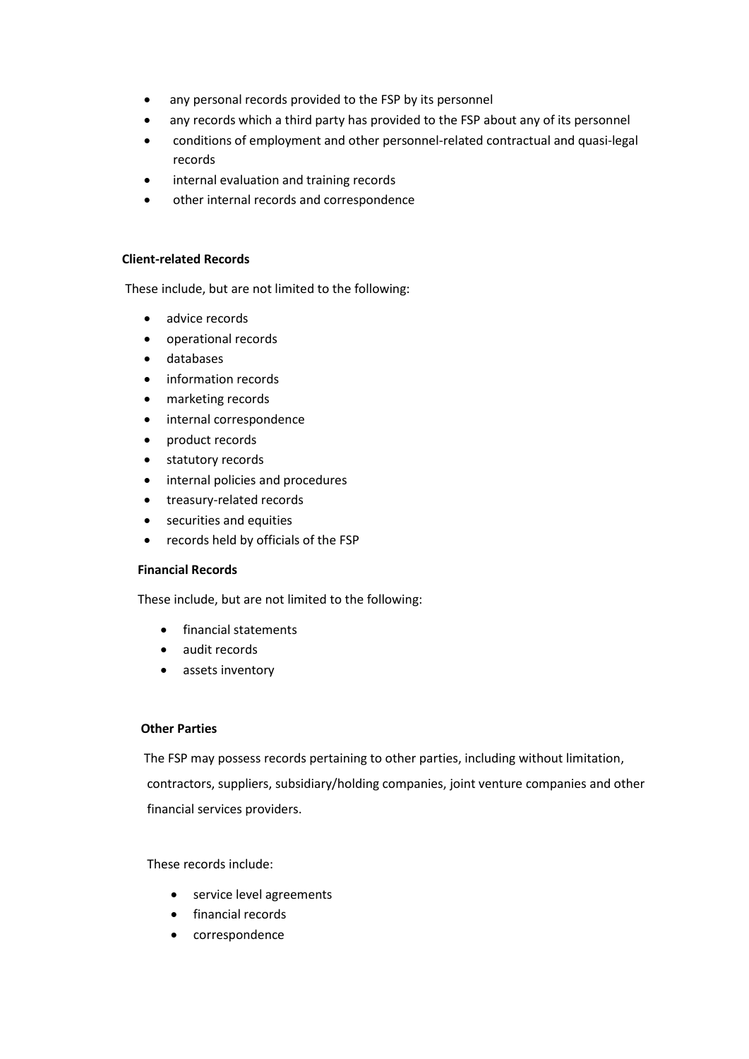- any personal records provided to the FSP by its personnel
- any records which a third party has provided to the FSP about any of its personnel
- conditions of employment and other personnel-related contractual and quasi-legal records
- internal evaluation and training records
- other internal records and correspondence

**Client-related Records**

These include, but are not limited to the following:

- advice records
- operational records
- databases
- information records
- marketing records
- internal correspondence
- product records
- statutory records
- internal policies and procedures
- treasury-related records
- securities and equities
- records held by officials of the FSP

**Financial Records**

These include, but are not limited to the following:

- financial statements
- audit records
- assets inventory

**Other Parties**

The FSP may possess records pertaining to other parties, including without limitation, contractors, suppliers, subsidiary/holding companies, joint venture companies and other financial services providers.

These records include:

- service level agreements
- financial records
- correspondence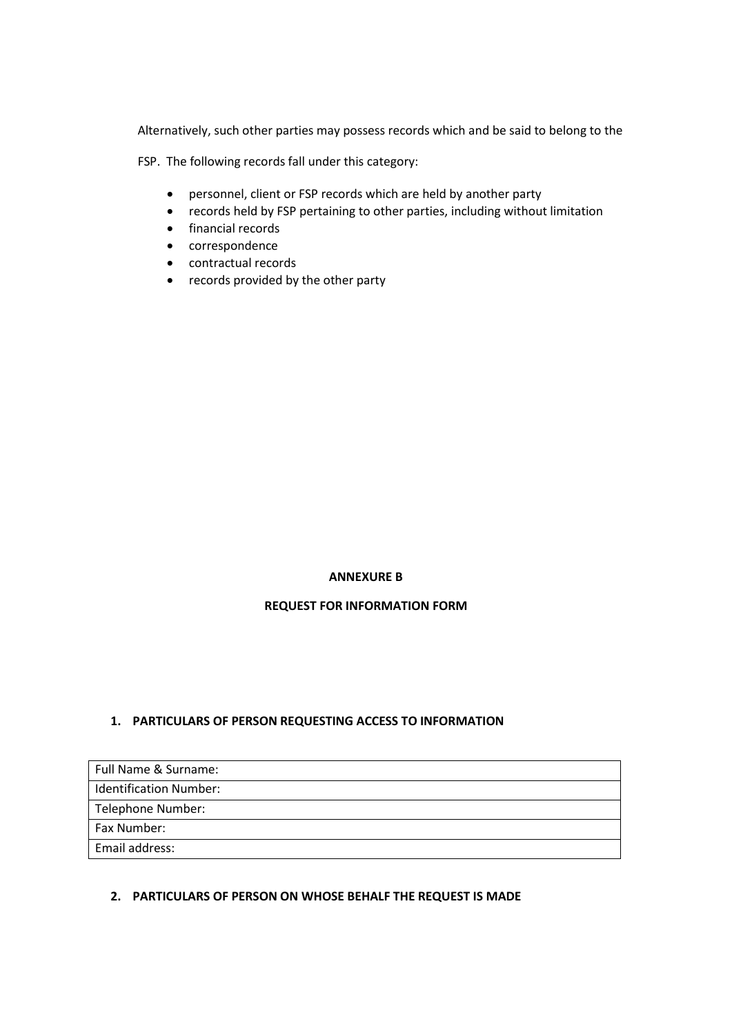Alternatively, such other parties may possess records which and be said to belong to the FSP. The following records fall under this category:

- personnel, client or FSP records which are held by another party
- records held by FSP pertaining to other parties, including without limitation
- financial records
- correspondence
- contractual records
- records provided by the other party

**ANNEXURE B**

**REQUEST FOR INFORMATION FORM**

**1. PARTICULARS OF PERSON REQUESTING ACCESS TO INFORMATION**

| Full Name & Surname: |
| --- |
| Identification Number: |
| Telephone Number: |
| Fax Number: |
| Email address: |

**2. PARTICULARS OF PERSON ON WHOSE BEHALF THE REQUEST IS MADE**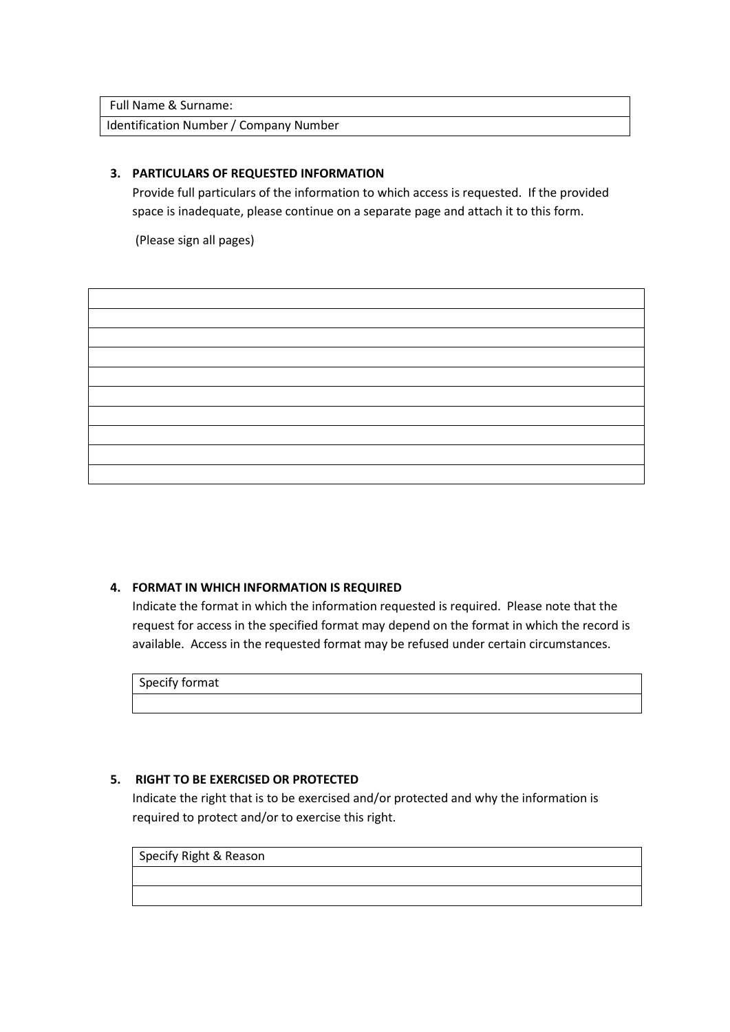| Full Name & Surname: |
|---|
| Identification Number / Company Number |

**3. PARTICULARS OF REQUESTED INFORMATION**

Provide full particulars of the information to which access is requested. If the provided space is inadequate, please continue on a separate page and attach it to this form.

(Please sign all pages)

| |
|---|
| |
| |
| |
| |
| |
| |
| |
| |
| |

**4. FORMAT IN WHICH INFORMATION IS REQUIRED**

Indicate the format in which the information requested is required. Please note that the request for access in the specified format may depend on the format in which the record is available. Access in the requested format may be refused under certain circumstances.

| Specify format |
|---|
| |

**5. RIGHT TO BE EXERCISED OR PROTECTED**

Indicate the right that is to be exercised and/or protected and why the information is required to protect and/or to exercise this right.

| Specify Right & Reason |
|---|
| |
| |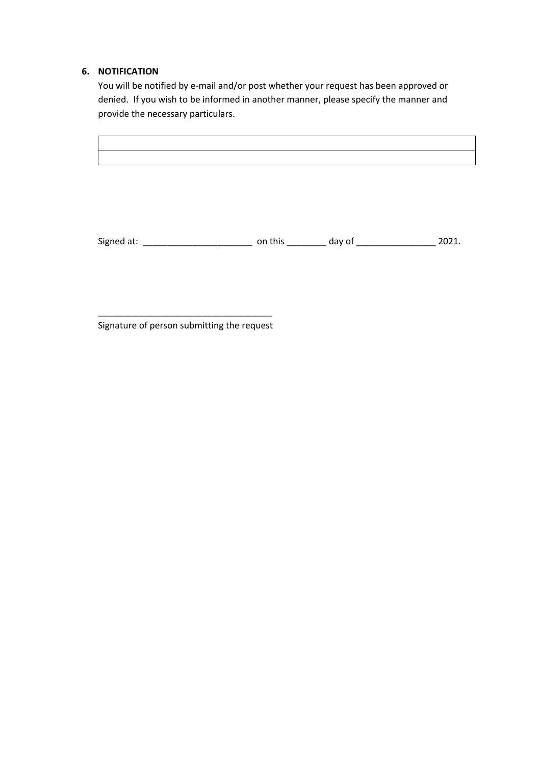6. **NOTIFICATION**

   You will be notified by e-mail and/or post whether your request has been approved or denied. If you wish to be informed in another manner, please specify the manner and provide the necessary particulars.

| |
|---|
| |

Signed at: ______________________ on this ________ day of ________________ 2021.

___________________________________

Signature of person submitting the request